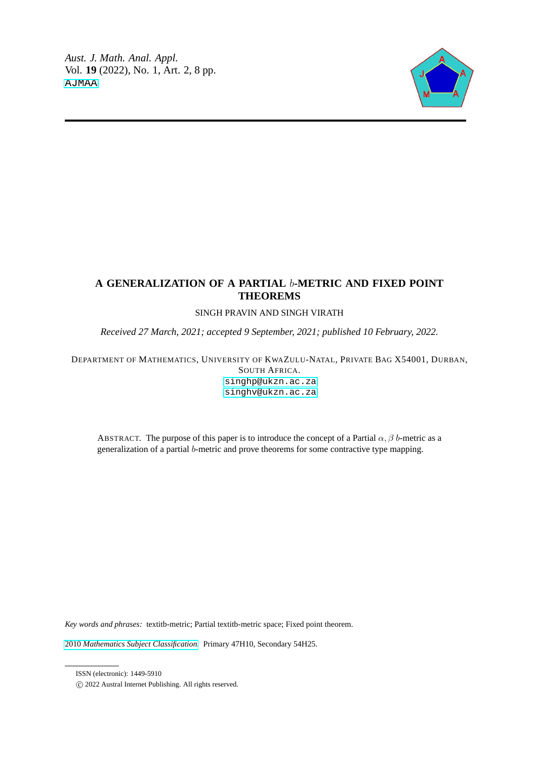# A GENERALIZATION OF A PARTIAL $b$-METRIC AND FIXED POINT THEOREMS

SINGH PRAVIN AND SINGH VIRATH

*Received 27 March, 2021; accepted 9 September, 2021; published 10 February, 2022.*

DEPARTMENT OF MATHEMATICS, UNIVERSITY OF KWAZULU-NATAL, PRIVATE BAG X54001, DURBAN, SOUTH AFRICA.

singhp@ukzn.ac.za

singhv@ukzn.ac.za

ABSTRACT. The purpose of this paper is to introduce the concept of a Partial $\alpha, \beta$ $b$-metric as a generalization of a partial $b$-metric and prove theorems for some contractive type mapping.

*Key words and phrases:* textitb-metric; Partial textitb-metric space; Fixed point theorem.

2010 *Mathematics Subject Classification.* Primary 47H10, Secondary 54H25.

ISSN (electronic): 1449-5910

© 2022 Austral Internet Publishing. All rights reserved.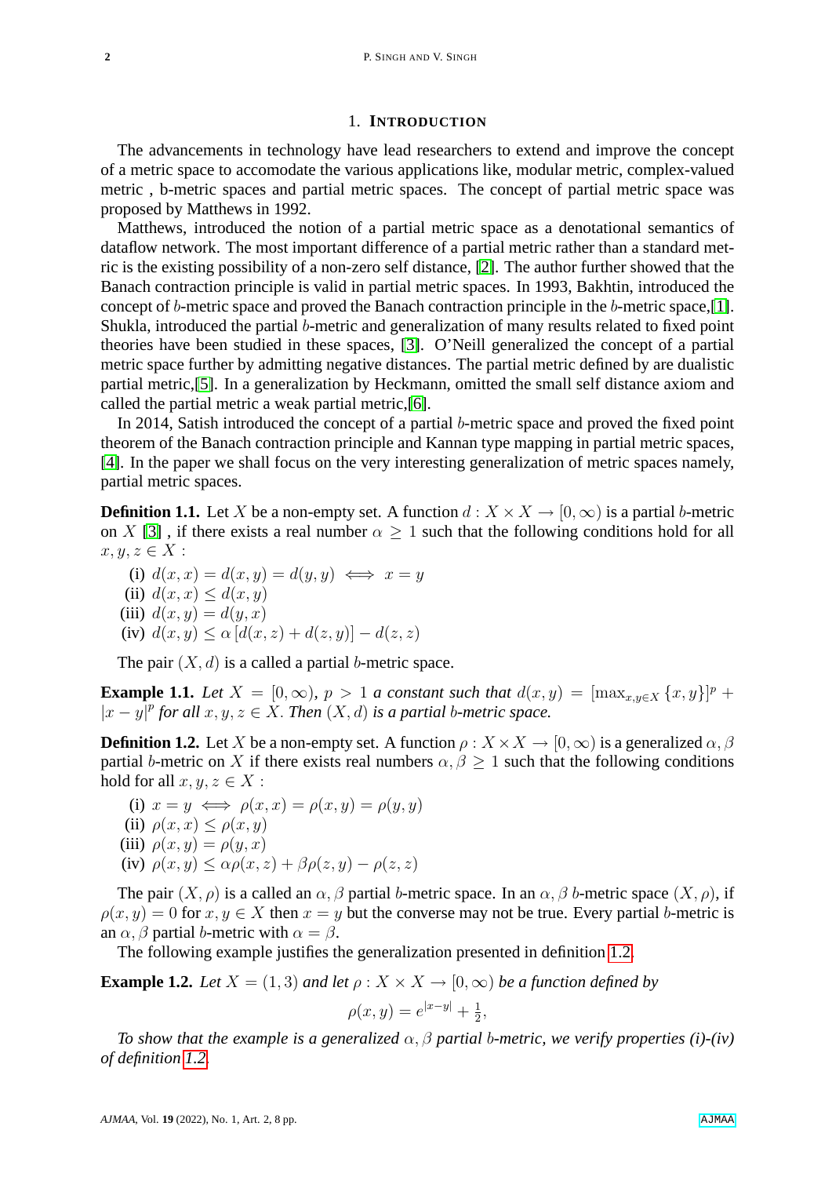## 1. Introduction

The advancements in technology have lead researchers to extend and improve the concept of a metric space to accomodate the various applications like, modular metric, complex-valued metric , b-metric spaces and partial metric spaces. The concept of partial metric space was proposed by Matthews in 1992.

Matthews, introduced the notion of a partial metric space as a denotational semantics of dataflow network. The most important difference of a partial metric rather than a standard metric is the existing possibility of a non-zero self distance, [2]. The author further showed that the Banach contraction principle is valid in partial metric spaces. In 1993, Bakhtin, introduced the concept of $b$-metric space and proved the Banach contraction principle in the $b$-metric space,[1]. Shukla, introduced the partial $b$-metric and generalization of many results related to fixed point theories have been studied in these spaces, [3]. O'Neill generalized the concept of a partial metric space further by admitting negative distances. The partial metric defined by are dualistic partial metric,[5]. In a generalization by Heckmann, omitted the small self distance axiom and called the partial metric a weak partial metric,[6].

In 2014, Satish introduced the concept of a partial $b$-metric space and proved the fixed point theorem of the Banach contraction principle and Kannan type mapping in partial metric spaces, [4]. In the paper we shall focus on the very interesting generalization of metric spaces namely, partial metric spaces.

**Definition 1.1.** Let $X$ be a non-empty set. A function $d : X \times X \to [0, \infty)$ is a partial $b$-metric on $X$ [3] , if there exists a real number $\alpha \geq 1$ such that the following conditions hold for all $x, y, z \in X$ :

(i) $d(x, x) = d(x, y) = d(y, y) \iff x = y$
(ii) $d(x, x) \leq d(x, y)$
(iii) $d(x, y) = d(y, x)$
(iv) $d(x, y) \leq \alpha\,[d(x, z) + d(z, y)] - d(z, z)$

The pair $(X, d)$ is a called a partial $b$-metric space.

**Example 1.1.** *Let $X = [0, \infty)$, $p > 1$ a constant such that $d(x, y) = [\max_{x,y \in X} \{x, y\}]^p + |x - y|^p$ for all $x, y, z \in X$. Then $(X, d)$ is a partial $b$-metric space.*

**Definition 1.2.** Let $X$ be a non-empty set. A function $\rho : X \times X \to [0, \infty)$ is a generalized $\alpha, \beta$ partial $b$-metric on $X$ if there exists real numbers $\alpha, \beta \geq 1$ such that the following conditions hold for all $x, y, z \in X$ :

(i) $x = y \iff \rho(x, x) = \rho(x, y) = \rho(y, y)$
(ii) $\rho(x, x) \leq \rho(x, y)$
(iii) $\rho(x, y) = \rho(y, x)$
(iv) $\rho(x, y) \leq \alpha\rho(x, z) + \beta\rho(z, y) - \rho(z, z)$

The pair $(X, \rho)$ is a called an $\alpha, \beta$ partial $b$-metric space. In an $\alpha, \beta$ $b$-metric space $(X, \rho)$, if $\rho(x, y) = 0$ for $x, y \in X$ then $x = y$ but the converse may not be true. Every partial $b$-metric is an $\alpha, \beta$ partial $b$-metric with $\alpha = \beta$.

The following example justifies the generalization presented in definition 1.2.

**Example 1.2.** *Let $X = (1, 3)$ and let $\rho : X \times X \to [0, \infty)$ be a function defined by*

$$\rho(x, y) = e^{|x-y|} + \tfrac{1}{2},$$

*To show that the example is a generalized $\alpha, \beta$ partial $b$-metric, we verify properties (i)-(iv) of definition 1.2.*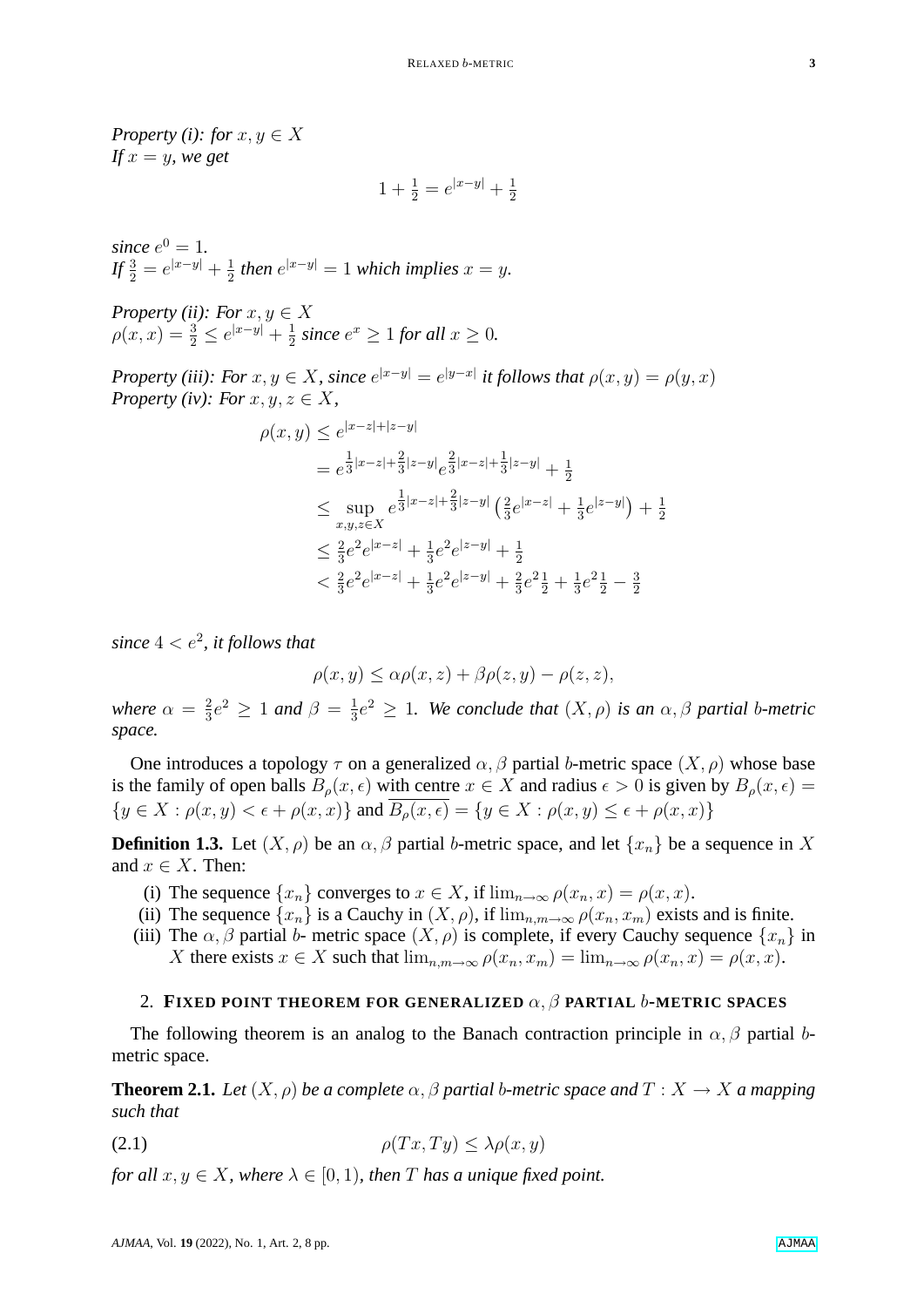*Property (i): for $x, y \in X$*
*If $x = y$, we get*

$$1 + \tfrac{1}{2} = e^{|x-y|} + \tfrac{1}{2}$$

*since $e^0 = 1$.*
*If $\frac{3}{2} = e^{|x-y|} + \frac{1}{2}$ then $e^{|x-y|} = 1$ which implies $x = y$.*

*Property (ii): For $x, y \in X$*
$\rho(x,x) = \frac{3}{2} \leq e^{|x-y|} + \frac{1}{2}$ *since $e^x \geq 1$ for all $x \geq 0$.*

*Property (iii): For $x, y \in X$, since $e^{|x-y|} = e^{|y-x|}$ it follows that $\rho(x,y) = \rho(y,x)$*
*Property (iv): For $x, y, z \in X$,*

$$\begin{aligned}
\rho(x,y) &\leq e^{|x-z|+|z-y|} \\
&= e^{\frac{1}{3}|x-z|+\frac{2}{3}|z-y|} e^{\frac{2}{3}|x-z|+\frac{1}{3}|z-y|} + \tfrac{1}{2} \\
&\leq \sup_{x,y,z \in X} e^{\frac{1}{3}|x-z|+\frac{2}{3}|z-y|} \left( \tfrac{2}{3} e^{|x-z|} + \tfrac{1}{3} e^{|z-y|} \right) + \tfrac{1}{2} \\
&\leq \tfrac{2}{3} e^2 e^{|x-z|} + \tfrac{1}{3} e^2 e^{|z-y|} + \tfrac{1}{2} \\
&< \tfrac{2}{3} e^2 e^{|x-z|} + \tfrac{1}{3} e^2 e^{|z-y|} + \tfrac{2}{3} e^2 \tfrac{1}{2} + \tfrac{1}{3} e^2 \tfrac{1}{2} - \tfrac{3}{2}
\end{aligned}$$

*since $4 < e^2$, it follows that*

$$\rho(x,y) \leq \alpha \rho(x,z) + \beta \rho(z,y) - \rho(z,z),$$

*where $\alpha = \frac{2}{3} e^2 \geq 1$ and $\beta = \frac{1}{3} e^2 \geq 1$. We conclude that $(X, \rho)$ is an $\alpha, \beta$ partial $b$-metric space.*

One introduces a topology $\tau$ on a generalized $\alpha, \beta$ partial $b$-metric space $(X, \rho)$ whose base is the family of open balls $B_\rho(x, \epsilon)$ with centre $x \in X$ and radius $\epsilon > 0$ is given by $B_\rho(x, \epsilon) = \{y \in X : \rho(x,y) < \epsilon + \rho(x,x)\}$ and $\overline{B_\rho(x, \epsilon)} = \{y \in X : \rho(x,y) \leq \epsilon + \rho(x,x)\}$

**Definition 1.3.** Let $(X, \rho)$ be an $\alpha, \beta$ partial $b$-metric space, and let $\{x_n\}$ be a sequence in $X$ and $x \in X$. Then:

- (i) The sequence $\{x_n\}$ converges to $x \in X$, if $\lim_{n \to \infty} \rho(x_n, x) = \rho(x,x)$.
- (ii) The sequence $\{x_n\}$ is a Cauchy in $(X, \rho)$, if $\lim_{n,m \to \infty} \rho(x_n, x_m)$ exists and is finite.
- (iii) The $\alpha, \beta$ partial $b$- metric space $(X, \rho)$ is complete, if every Cauchy sequence $\{x_n\}$ in $X$ there exists $x \in X$ such that $\lim_{n,m \to \infty} \rho(x_n, x_m) = \lim_{n \to \infty} \rho(x_n, x) = \rho(x,x)$.

## 2. Fixed Point Theorem for Generalized $\alpha, \beta$ Partial $b$-Metric Spaces

The following theorem is an analog to the Banach contraction principle in $\alpha, \beta$ partial $b$-metric space.

**Theorem 2.1.** *Let $(X, \rho)$ be a complete $\alpha, \beta$ partial $b$-metric space and $T : X \to X$ a mapping such that*

$$\rho(Tx, Ty) \leq \lambda \rho(x,y) \tag{2.1}$$

*for all $x, y \in X$, where $\lambda \in [0,1)$, then $T$ has a unique fixed point.*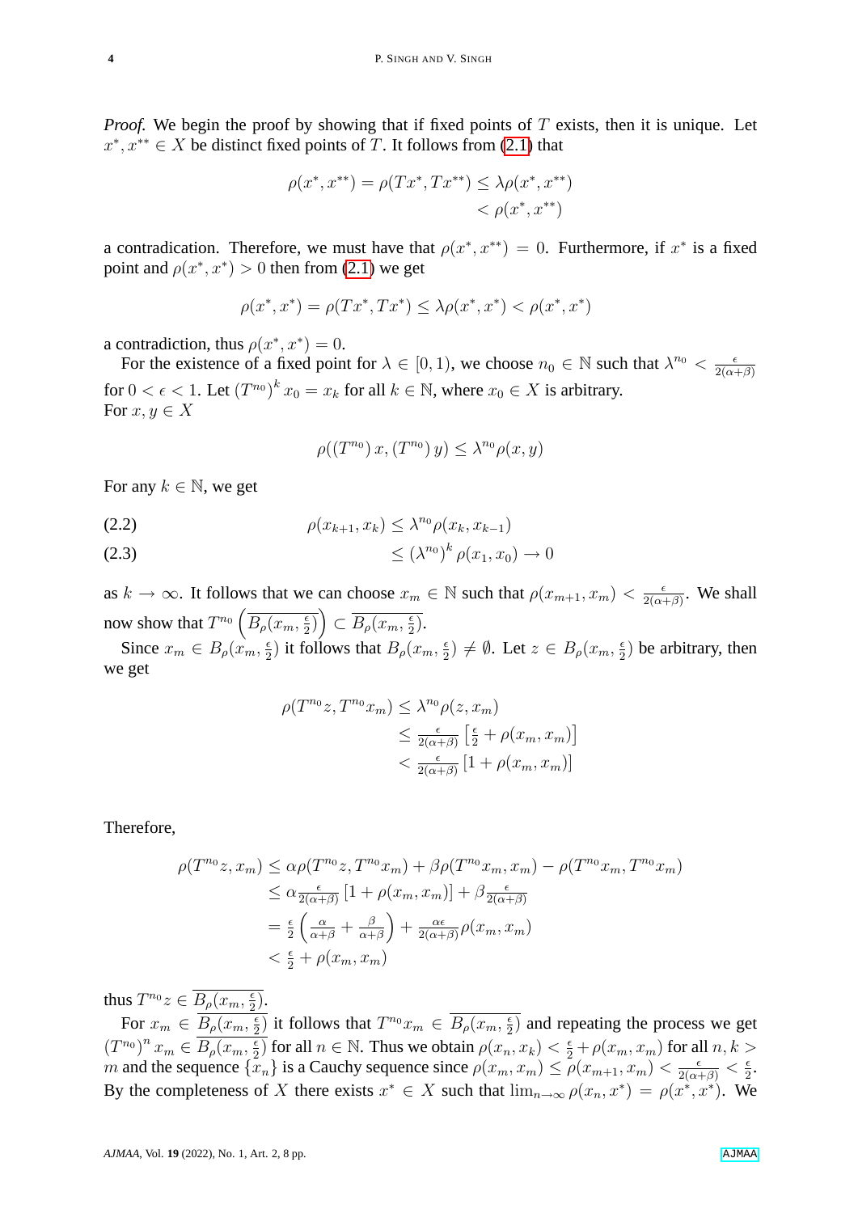*Proof.* We begin the proof by showing that if fixed points of $T$ exists, then it is unique. Let $x^*, x^{**} \in X$ be distinct fixed points of $T$. It follows from (2.1) that

$$\begin{aligned}\rho(x^*, x^{**}) = \rho(Tx^*, Tx^{**}) &\leq \lambda\rho(x^*, x^{**}) \\ &< \rho(x^*, x^{**})\end{aligned}$$

a contradication. Therefore, we must have that $\rho(x^*, x^{**}) = 0$. Furthermore, if $x^*$ is a fixed point and $\rho(x^*, x^*) > 0$ then from (2.1) we get

$$\rho(x^*, x^*) = \rho(Tx^*, Tx^*) \leq \lambda\rho(x^*, x^*) < \rho(x^*, x^*)$$

a contradiction, thus $\rho(x^*, x^*) = 0$.

For the existence of a fixed point for $\lambda \in [0, 1)$, we choose $n_0 \in \mathbb{N}$ such that $\lambda^{n_0} < \frac{\epsilon}{2(\alpha+\beta)}$ for $0 < \epsilon < 1$. Let $(T^{n_0})^k x_0 = x_k$ for all $k \in \mathbb{N}$, where $x_0 \in X$ is arbitrary.
For $x, y \in X$

$$\rho((T^{n_0})\, x, (T^{n_0})\, y) \leq \lambda^{n_0}\rho(x, y)$$

For any $k \in \mathbb{N}$, we get

$$\rho(x_{k+1}, x_k) \leq \lambda^{n_0}\rho(x_k, x_{k-1}) \tag{2.2}$$

$$\leq (\lambda^{n_0})^k \rho(x_1, x_0) \to 0 \tag{2.3}$$

as $k \to \infty$. It follows that we can choose $x_m \in \mathbb{N}$ such that $\rho(x_{m+1}, x_m) < \frac{\epsilon}{2(\alpha+\beta)}$. We shall now show that $T^{n_0}\left(\overline{B_\rho(x_m, \frac{\epsilon}{2})}\right) \subset \overline{B_\rho(x_m, \frac{\epsilon}{2})}$.

Since $x_m \in B_\rho(x_m, \frac{\epsilon}{2})$ it follows that $B_\rho(x_m, \frac{\epsilon}{2}) \neq \emptyset$. Let $z \in B_\rho(x_m, \frac{\epsilon}{2})$ be arbitrary, then we get

$$\begin{aligned}\rho(T^{n_0}z, T^{n_0}x_m) &\leq \lambda^{n_0}\rho(z, x_m) \\ &\leq \tfrac{\epsilon}{2(\alpha+\beta)}\left[\tfrac{\epsilon}{2} + \rho(x_m, x_m)\right] \\ &< \tfrac{\epsilon}{2(\alpha+\beta)}\left[1 + \rho(x_m, x_m)\right]\end{aligned}$$

Therefore,

$$\begin{aligned}\rho(T^{n_0}z, x_m) &\leq \alpha\rho(T^{n_0}z, T^{n_0}x_m) + \beta\rho(T^{n_0}x_m, x_m) - \rho(T^{n_0}x_m, T^{n_0}x_m) \\ &\leq \alpha\tfrac{\epsilon}{2(\alpha+\beta)}\left[1 + \rho(x_m, x_m)\right] + \beta\tfrac{\epsilon}{2(\alpha+\beta)} \\ &= \tfrac{\epsilon}{2}\left(\tfrac{\alpha}{\alpha+\beta} + \tfrac{\beta}{\alpha+\beta}\right) + \tfrac{\alpha\epsilon}{2(\alpha+\beta)}\rho(x_m, x_m) \\ &< \tfrac{\epsilon}{2} + \rho(x_m, x_m)\end{aligned}$$

thus $T^{n_0}z \in \overline{B_\rho(x_m, \frac{\epsilon}{2})}$.

For $x_m \in \overline{B_\rho(x_m, \frac{\epsilon}{2})}$ it follows that $T^{n_0}x_m \in \overline{B_\rho(x_m, \frac{\epsilon}{2})}$ and repeating the process we get $(T^{n_0})^n x_m \in \overline{B_\rho(x_m, \frac{\epsilon}{2})}$ for all $n \in \mathbb{N}$. Thus we obtain $\rho(x_n, x_k) < \frac{\epsilon}{2} + \rho(x_m, x_m)$ for all $n, k > m$ and the sequence $\{x_n\}$ is a Cauchy sequence since $\rho(x_m, x_m) \leq \rho(x_{m+1}, x_m) < \frac{\epsilon}{2(\alpha+\beta)} < \frac{\epsilon}{2}$. By the completeness of $X$ there exists $x^* \in X$ such that $\lim_{n\to\infty} \rho(x_n, x^*) = \rho(x^*, x^*)$. We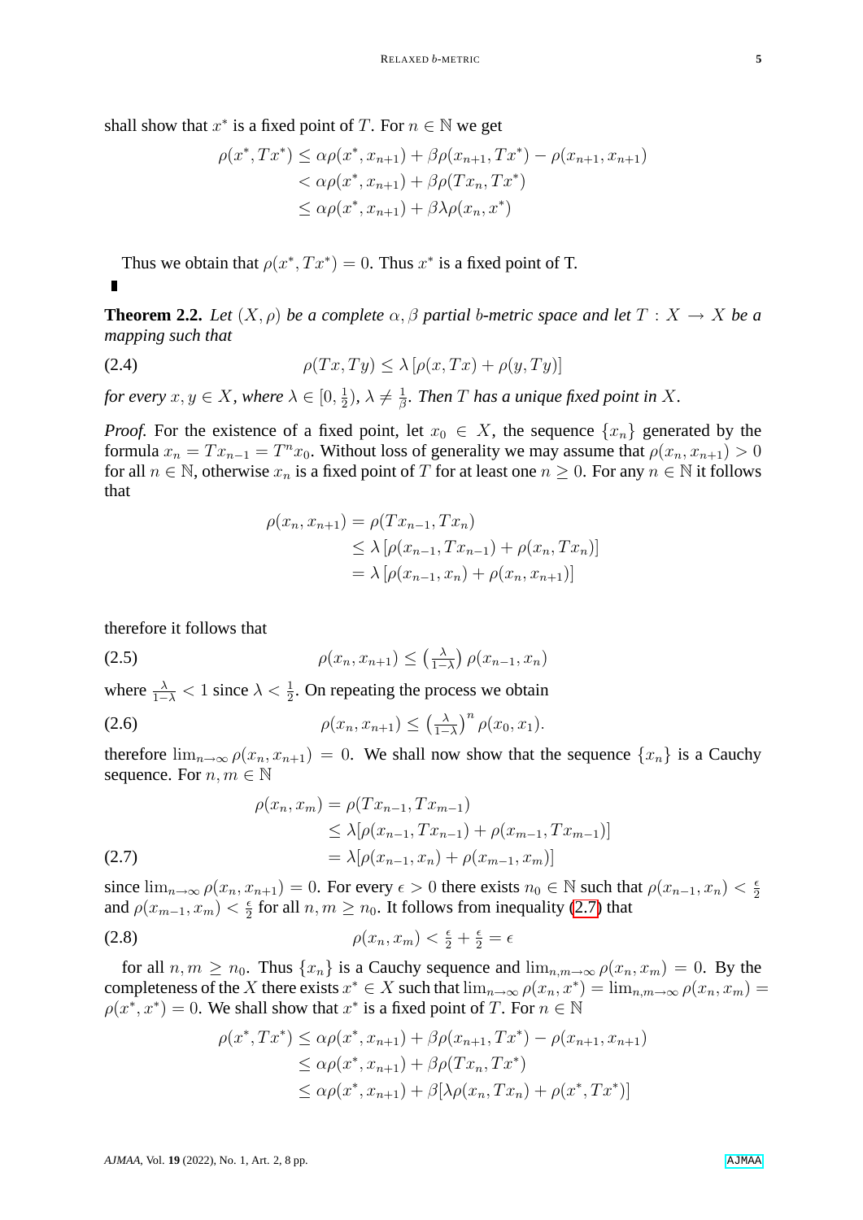shall show that $x^*$ is a fixed point of $T$. For $n \in \mathbb{N}$ we get

$$\begin{aligned}
\rho(x^*, Tx^*) &\leq \alpha\rho(x^*, x_{n+1}) + \beta\rho(x_{n+1}, Tx^*) - \rho(x_{n+1}, x_{n+1}) \\
&< \alpha\rho(x^*, x_{n+1}) + \beta\rho(Tx_n, Tx^*) \\
&\leq \alpha\rho(x^*, x_{n+1}) + \beta\lambda\rho(x_n, x^*)
\end{aligned}$$

Thus we obtain that $\rho(x^*, Tx^*) = 0$. Thus $x^*$ is a fixed point of T.

∎

**Theorem 2.2.** *Let $(X, \rho)$ be a complete $\alpha, \beta$ partial $b$-metric space and let $T : X \to X$ be a mapping such that*

$$\rho(Tx, Ty) \leq \lambda\left[\rho(x, Tx) + \rho(y, Ty)\right] \tag{2.4}$$

*for every $x, y \in X$, where $\lambda \in [0, \frac{1}{2})$, $\lambda \neq \frac{1}{\beta}$. Then $T$ has a unique fixed point in $X$.*

*Proof.* For the existence of a fixed point, let $x_0 \in X$, the sequence $\{x_n\}$ generated by the formula $x_n = Tx_{n-1} = T^n x_0$. Without loss of generality we may assume that $\rho(x_n, x_{n+1}) > 0$ for all $n \in \mathbb{N}$, otherwise $x_n$ is a fixed point of $T$ for at least one $n \geq 0$. For any $n \in \mathbb{N}$ it follows that

$$\begin{aligned}
\rho(x_n, x_{n+1}) &= \rho(Tx_{n-1}, Tx_n) \\
&\leq \lambda\left[\rho(x_{n-1}, Tx_{n-1}) + \rho(x_n, Tx_n)\right] \\
&= \lambda\left[\rho(x_{n-1}, x_n) + \rho(x_n, x_{n+1})\right]
\end{aligned}$$

therefore it follows that

$$\rho(x_n, x_{n+1}) \leq \left(\tfrac{\lambda}{1-\lambda}\right)\rho(x_{n-1}, x_n) \tag{2.5}$$

where $\frac{\lambda}{1-\lambda} < 1$ since $\lambda < \frac{1}{2}$. On repeating the process we obtain

$$\rho(x_n, x_{n+1}) \leq \left(\tfrac{\lambda}{1-\lambda}\right)^n \rho(x_0, x_1). \tag{2.6}$$

therefore $\lim_{n\to\infty} \rho(x_n, x_{n+1}) = 0$. We shall now show that the sequence $\{x_n\}$ is a Cauchy sequence. For $n, m \in \mathbb{N}$

$$\begin{aligned}
\rho(x_n, x_m) &= \rho(Tx_{n-1}, Tx_{m-1}) \\
&\leq \lambda[\rho(x_{n-1}, Tx_{n-1}) + \rho(x_{m-1}, Tx_{m-1})] \\
&= \lambda[\rho(x_{n-1}, x_n) + \rho(x_{m-1}, x_m)]
\end{aligned} \tag{2.7}$$

since $\lim_{n\to\infty} \rho(x_n, x_{n+1}) = 0$. For every $\epsilon > 0$ there exists $n_0 \in \mathbb{N}$ such that $\rho(x_{n-1}, x_n) < \frac{\epsilon}{2}$ and $\rho(x_{m-1}, x_m) < \frac{\epsilon}{2}$ for all $n, m \geq n_0$. It follows from inequality (2.7) that

$$\rho(x_n, x_m) < \tfrac{\epsilon}{2} + \tfrac{\epsilon}{2} = \epsilon \tag{2.8}$$

for all $n, m \geq n_0$. Thus $\{x_n\}$ is a Cauchy sequence and $\lim_{n,m\to\infty} \rho(x_n, x_m) = 0$. By the completeness of the $X$ there exists $x^* \in X$ such that $\lim_{n\to\infty} \rho(x_n, x^*) = \lim_{n,m\to\infty} \rho(x_n, x_m) = \rho(x^*, x^*) = 0$. We shall show $x^*$ is a fixed point of $T$. For $n \in \mathbb{N}$

$$\begin{aligned}
\rho(x^*, Tx^*) &\leq \alpha\rho(x^*, x_{n+1}) + \beta\rho(x_{n+1}, Tx^*) - \rho(x_{n+1}, x_{n+1}) \\
&\leq \alpha\rho(x^*, x_{n+1}) + \beta\rho(Tx_n, Tx^*) \\
&\leq \alpha\rho(x^*, x_{n+1}) + \beta[\lambda\rho(x_n, Tx_n) + \rho(x^*, Tx^*)]
\end{aligned}$$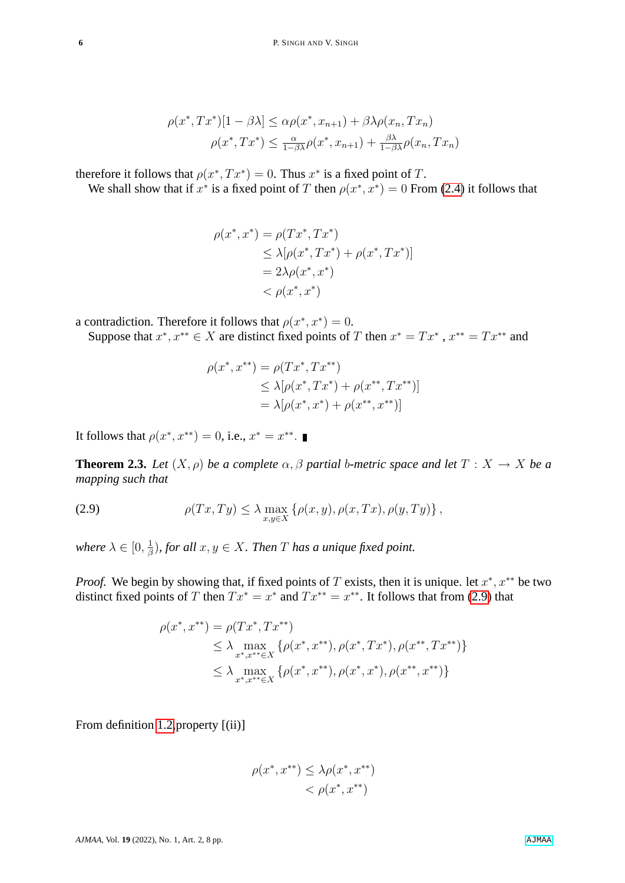$$
\begin{aligned}
\rho(x^*, Tx^*)[1-\beta\lambda] &\leq \alpha\rho(x^*, x_{n+1}) + \beta\lambda\rho(x_n, Tx_n) \\
\rho(x^*, Tx^*) &\leq \tfrac{\alpha}{1-\beta\lambda}\rho(x^*, x_{n+1}) + \tfrac{\beta\lambda}{1-\beta\lambda}\rho(x_n, Tx_n)
\end{aligned}
$$

therefore it follows that $\rho(x^*, Tx^*) = 0$. Thus $x^*$ is a fixed point of $T$.

We shall show that if $x^*$ is a fixed point of $T$ then $\rho(x^*, x^*) = 0$ From (2.4) it follows that

$$
\begin{aligned}
\rho(x^*, x^*) &= \rho(Tx^*, Tx^*) \\
&\leq \lambda[\rho(x^*, Tx^*) + \rho(x^*, Tx^*)] \\
&= 2\lambda\rho(x^*, x^*) \\
&< \rho(x^*, x^*)
\end{aligned}
$$

a contradiction. Therefore it follows that $\rho(x^*, x^*) = 0$.

Suppose that $x^*, x^{**} \in X$ are distinct fixed points of $T$ then $x^* = Tx^*$ , $x^{**} = Tx^{**}$ and

$$
\begin{aligned}
\rho(x^*, x^{**}) &= \rho(Tx^*, Tx^{**}) \\
&\leq \lambda[\rho(x^*, Tx^*) + \rho(x^{**}, Tx^{**})] \\
&= \lambda[\rho(x^*, x^*) + \rho(x^{**}, x^{**})]
\end{aligned}
$$

It follows that $\rho(x^*, x^{**}) = 0$, i.e., $x^* = x^{**}$. ∎

**Theorem 2.3.** *Let $(X, \rho)$ be a complete $\alpha, \beta$ partial $b$-metric space and let $T : X \to X$ be a mapping such that*

$$
\rho(Tx, Ty) \leq \lambda \max_{x,y\in X} \left\{\rho(x, y), \rho(x, Tx), \rho(y, Ty)\right\}, \tag{2.9}
$$

*where $\lambda \in [0, \frac{1}{\beta})$, for all $x, y \in X$. Then $T$ has a unique fixed point.*

*Proof.* We begin by showing that, if fixed points of $T$ exists, then it is unique. let $x^*, x^{**}$ be two distinct fixed points of $T$ then $Tx^* = x^*$ and $Tx^{**} = x^{**}$. It follows that from (2.9) that

$$
\begin{aligned}
\rho(x^*, x^{**}) &= \rho(Tx^*, Tx^{**}) \\
&\leq \lambda \max_{x^*, x^{**}\in X} \left\{\rho(x^*, x^{**}), \rho(x^*, Tx^*), \rho(x^{**}, Tx^{**})\right\} \\
&\leq \lambda \max_{x^*, x^{**}\in X} \left\{\rho(x^*, x^{**}), \rho(x^*, x^*), \rho(x^{**}, x^{**})\right\}
\end{aligned}
$$

From definition 1.2,property [(ii)]

$$
\begin{aligned}
\rho(x^*, x^{**}) &\leq \lambda\rho(x^*, x^{**}) \\
&< \rho(x^*, x^{**})
\end{aligned}
$$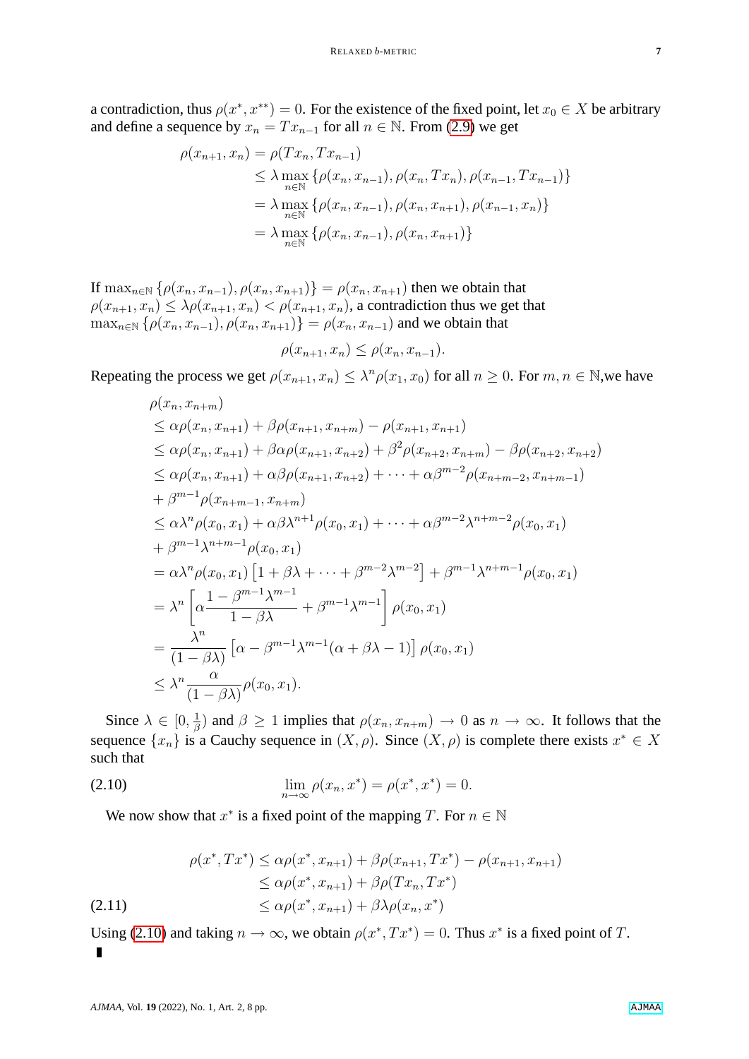a contradiction, thus $\rho(x^*, x^{**}) = 0$. For the existence of the fixed point, let $x_0 \in X$ be arbitrary and define a sequence by $x_n = Tx_{n-1}$ for all $n \in \mathbb{N}$. From (2.9) we get

$$
\begin{aligned}
\rho(x_{n+1}, x_n) &= \rho(Tx_n, Tx_{n-1}) \\
&\leq \lambda \max_{n\in\mathbb{N}} \{\rho(x_n, x_{n-1}), \rho(x_n, Tx_n), \rho(x_{n-1}, Tx_{n-1})\} \\
&= \lambda \max_{n\in\mathbb{N}} \{\rho(x_n, x_{n-1}), \rho(x_n, x_{n+1}), \rho(x_{n-1}, x_n)\} \\
&= \lambda \max_{n\in\mathbb{N}} \{\rho(x_n, x_{n-1}), \rho(x_n, x_{n+1})\}
\end{aligned}
$$

If $\max_{n\in\mathbb{N}} \{\rho(x_n, x_{n-1}), \rho(x_n, x_{n+1})\} = \rho(x_n, x_{n+1})$ then we obtain that $\rho(x_{n+1}, x_n) \leq \lambda\rho(x_{n+1}, x_n) < \rho(x_{n+1}, x_n)$, a contradiction thus we get that $\max_{n\in\mathbb{N}} \{\rho(x_n, x_{n-1}), \rho(x_n, x_{n+1})\} = \rho(x_n, x_{n-1})$ and we obtain that

$$\rho(x_{n+1}, x_n) \leq \rho(x_n, x_{n-1}).$$

Repeating the process we get $\rho(x_{n+1}, x_n) \leq \lambda^n \rho(x_1, x_0)$ for all $n \geq 0$. For $m, n \in \mathbb{N}$,we have

$$
\begin{aligned}
&\rho(x_n, x_{n+m}) \\
&\leq \alpha\rho(x_n, x_{n+1}) + \beta\rho(x_{n+1}, x_{n+m}) - \rho(x_{n+1}, x_{n+1}) \\
&\leq \alpha\rho(x_n, x_{n+1}) + \beta\alpha\rho(x_{n+1}, x_{n+2}) + \beta^2\rho(x_{n+2}, x_{n+m}) - \beta\rho(x_{n+2}, x_{n+2}) \\
&\leq \alpha\rho(x_n, x_{n+1}) + \alpha\beta\rho(x_{n+1}, x_{n+2}) + \cdots + \alpha\beta^{m-2}\rho(x_{n+m-2}, x_{n+m-1}) \\
&+ \beta^{m-1}\rho(x_{n+m-1}, x_{n+m}) \\
&\leq \alpha\lambda^n\rho(x_0, x_1) + \alpha\beta\lambda^{n+1}\rho(x_0, x_1) + \cdots + \alpha\beta^{m-2}\lambda^{n+m-2}\rho(x_0, x_1) \\
&+ \beta^{m-1}\lambda^{n+m-1}\rho(x_0, x_1) \\
&= \alpha\lambda^n\rho(x_0, x_1)\left[1 + \beta\lambda + \cdots + \beta^{m-2}\lambda^{m-2}\right] + \beta^{m-1}\lambda^{n+m-1}\rho(x_0, x_1) \\
&= \lambda^n\left[\alpha\frac{1 - \beta^{m-1}\lambda^{m-1}}{1 - \beta\lambda} + \beta^{m-1}\lambda^{m-1}\right]\rho(x_0, x_1) \\
&= \frac{\lambda^n}{(1 - \beta\lambda)}\left[\alpha - \beta^{m-1}\lambda^{m-1}(\alpha + \beta\lambda - 1)\right]\rho(x_0, x_1) \\
&\leq \lambda^n\frac{\alpha}{(1 - \beta\lambda)}\rho(x_0, x_1).
\end{aligned}
$$

Since $\lambda \in [0, \frac{1}{\beta})$ and $\beta \geq 1$ implies that $\rho(x_n, x_{n+m}) \to 0$ as $n \to \infty$. It follows that the sequence $\{x_n\}$ is a Cauchy sequence in $(X, \rho)$. Since $(X, \rho)$ is complete there exists $x^* \in X$ such that

$$\lim_{n\to\infty} \rho(x_n, x^*) = \rho(x^*, x^*) = 0. \tag{2.10}$$

We now show that $x^*$ is a fixed point of the mapping $T$. For $n \in \mathbb{N}$

$$
\begin{aligned}
\rho(x^*, Tx^*) &\leq \alpha\rho(x^*, x_{n+1}) + \beta\rho(x_{n+1}, Tx^*) - \rho(x_{n+1}, x_{n+1}) \\
&\leq \alpha\rho(x^*, x_{n+1}) + \beta\rho(Tx_n, Tx^*) \\
&\leq \alpha\rho(x^*, x_{n+1}) + \beta\lambda\rho(x_n, x^*) \qquad (2.11)
\end{aligned}
$$

Using (2.10) and taking $n \to \infty$, we obtain $\rho(x^*, Tx^*) = 0$. Thus $x^*$ is a fixed point of $T$.
∎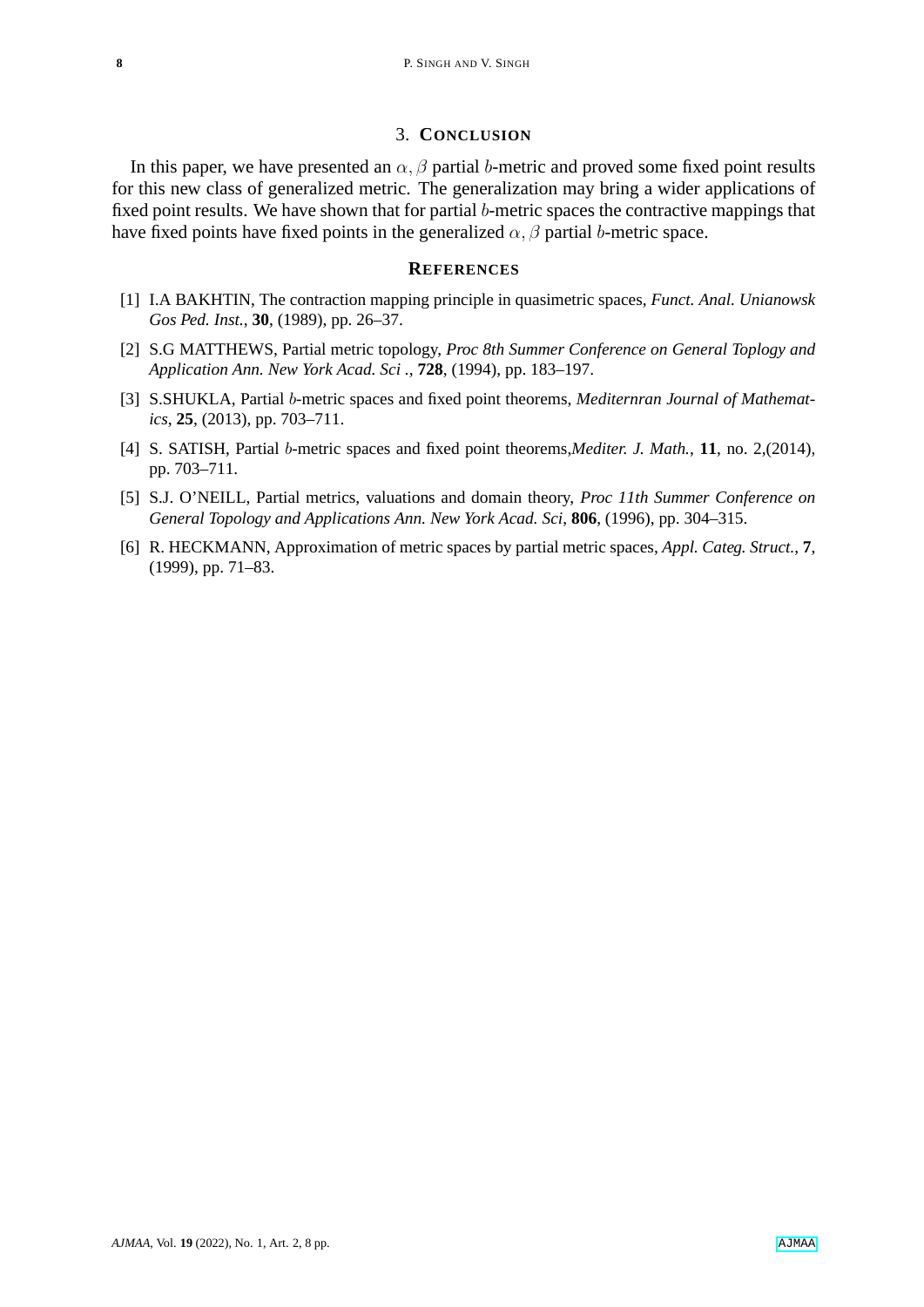## 3. CONCLUSION

In this paper, we have presented an $\alpha, \beta$ partial $b$-metric and proved some fixed point results for this new class of generalized metric. The generalization may bring a wider applications of fixed point results. We have shown that for partial $b$-metric spaces the contractive mappings that have fixed points have fixed points in the generalized $\alpha, \beta$ partial $b$-metric space.

## REFERENCES

[1] I.A BAKHTIN, The contraction mapping principle in quasimetric spaces, *Funct. Anal. Unianowsk Gos Ped. Inst.*, **30**, (1989), pp. 26–37.

[2] S.G MATTHEWS, Partial metric topology, *Proc 8th Summer Conference on General Toplogy and Application Ann. New York Acad. Sci .*, **728**, (1994), pp. 183–197.

[3] S.SHUKLA, Partial $b$-metric spaces and fixed point theorems, *Mediternran Journal of Mathematics*, **25**, (2013), pp. 703–711.

[4] S. SATISH, Partial $b$-metric spaces and fixed point theorems,*Mediter. J. Math.*, **11**, no. 2,(2014), pp. 703–711.

[5] S.J. O'NEILL, Partial metrics, valuations and domain theory, *Proc 11th Summer Conference on General Topology and Applications Ann. New York Acad. Sci*, **806**, (1996), pp. 304–315.

[6] R. HECKMANN, Approximation of metric spaces by partial metric spaces, *Appl. Categ. Struct.*, **7**, (1999), pp. 71–83.